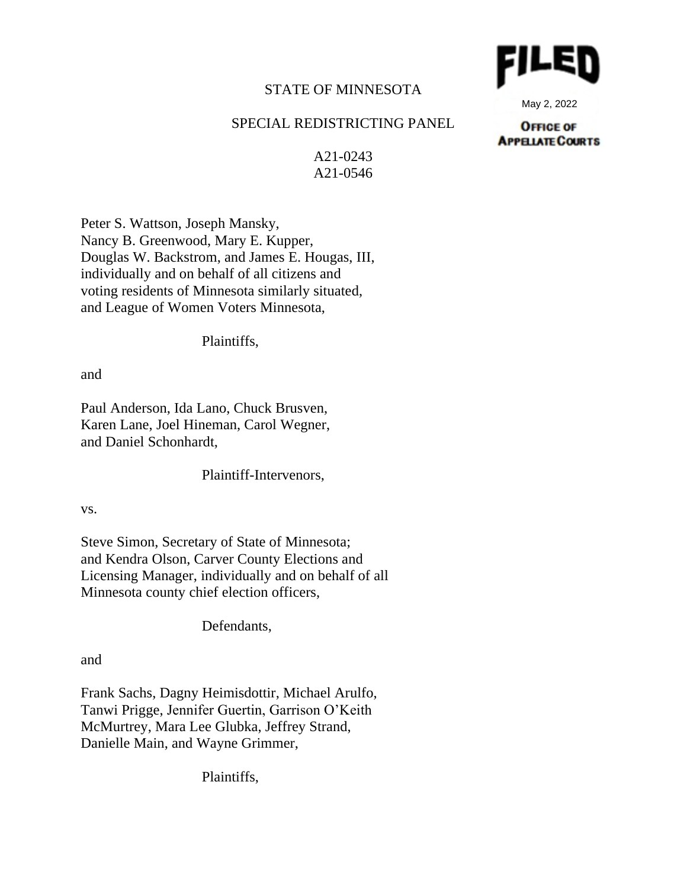FILED

May 2, 2022

OFFICE OF APPELLATE COURTS

STATE OF MINNESOTA

SPECIAL REDISTRICTING PANEL

A21-0243
A21-0546

Peter S. Wattson, Joseph Mansky, Nancy B. Greenwood, Mary E. Kupper, Douglas W. Backstrom, and James E. Hougas, III, individually and on behalf of all citizens and voting residents of Minnesota similarly situated, and League of Women Voters Minnesota,

Plaintiffs,

and

Paul Anderson, Ida Lano, Chuck Brusven, Karen Lane, Joel Hineman, Carol Wegner, and Daniel Schonhardt,

Plaintiff-Intervenors,

vs.

Steve Simon, Secretary of State of Minnesota; and Kendra Olson, Carver County Elections and Licensing Manager, individually and on behalf of all Minnesota county chief election officers,

Defendants,

and

Frank Sachs, Dagny Heimisdottir, Michael Arulfo, Tanwi Prigge, Jennifer Guertin, Garrison O'Keith McMurtrey, Mara Lee Glubka, Jeffrey Strand, Danielle Main, and Wayne Grimmer,

Plaintiffs,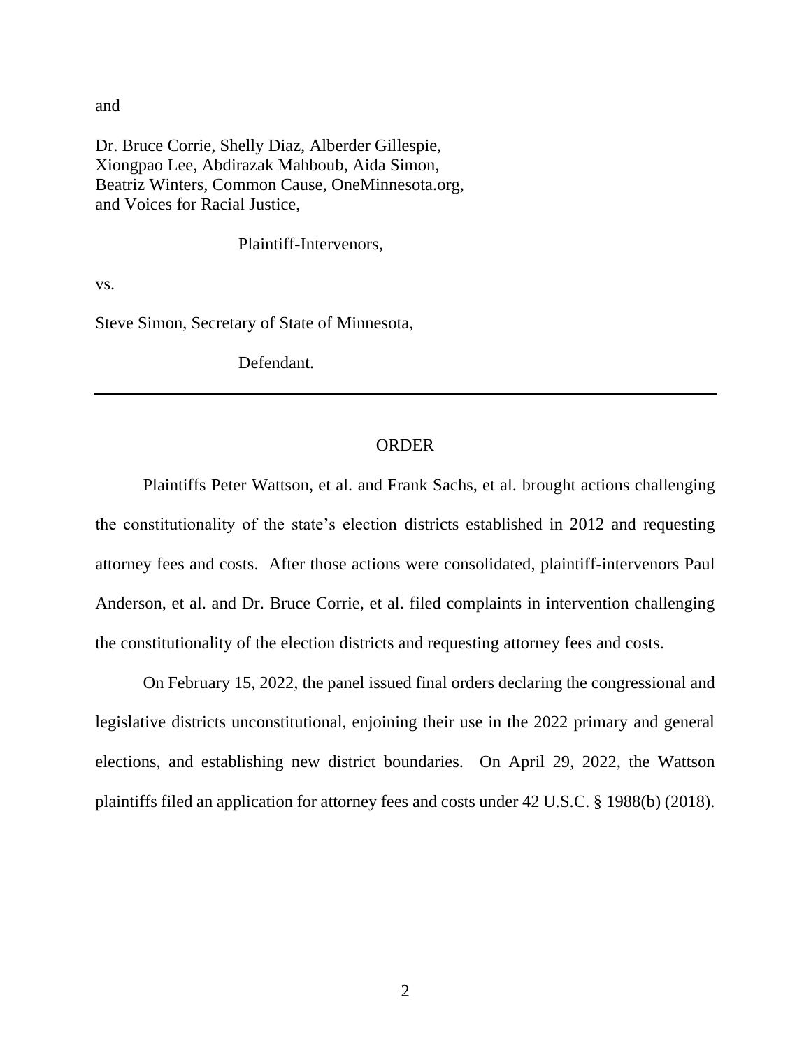and

Dr. Bruce Corrie, Shelly Diaz, Alberder Gillespie,
Xiongpao Lee, Abdirazak Mahboub, Aida Simon,
Beatriz Winters, Common Cause, OneMinnesota.org,
and Voices for Racial Justice,

Plaintiff-Intervenors,

vs.

Steve Simon, Secretary of State of Minnesota,

Defendant.

---

ORDER

Plaintiffs Peter Wattson, et al. and Frank Sachs, et al. brought actions challenging the constitutionality of the state's election districts established in 2012 and requesting attorney fees and costs. After those actions were consolidated, plaintiff-intervenors Paul Anderson, et al. and Dr. Bruce Corrie, et al. filed complaints in intervention challenging the constitutionality of the election districts and requesting attorney fees and costs.

On February 15, 2022, the panel issued final orders declaring the congressional and legislative districts unconstitutional, enjoining their use in the 2022 primary and general elections, and establishing new district boundaries. On April 29, 2022, the Wattson plaintiffs filed an application for attorney fees and costs under 42 U.S.C. § 1988(b) (2018).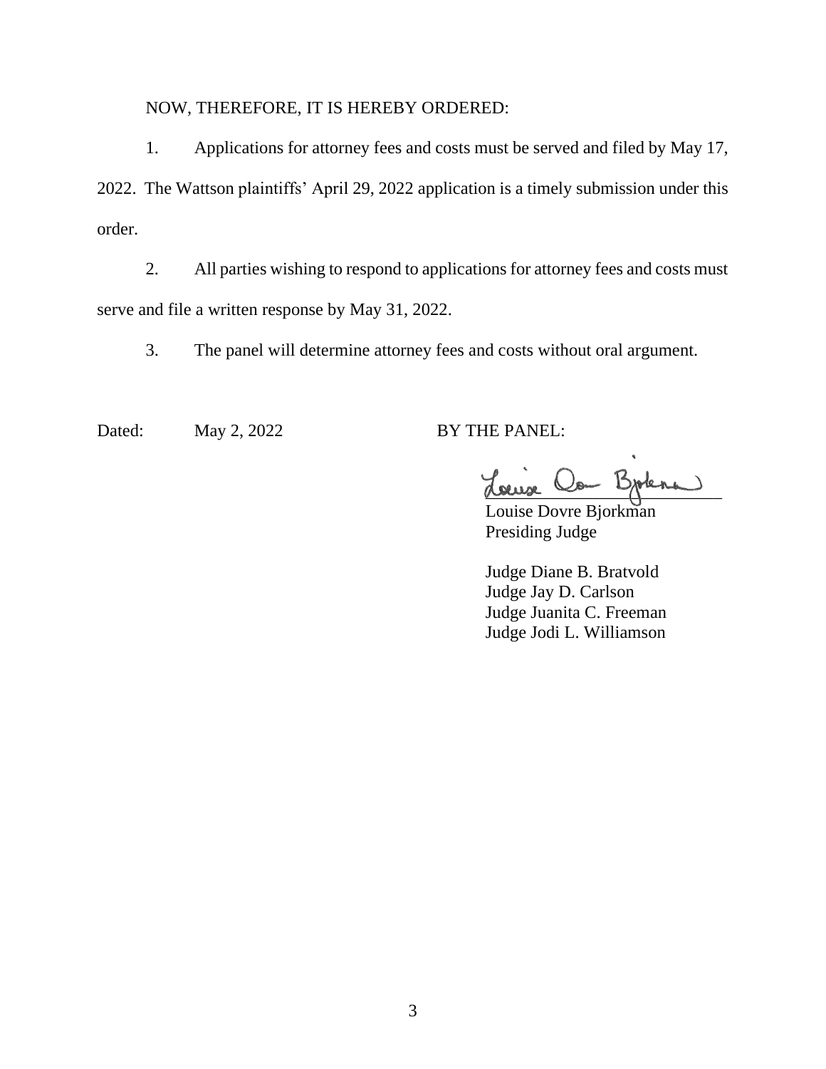NOW, THEREFORE, IT IS HEREBY ORDERED:

1. Applications for attorney fees and costs must be served and filed by May 17, 2022. The Wattson plaintiffs' April 29, 2022 application is a timely submission under this order.

2. All parties wishing to respond to applications for attorney fees and costs must serve and file a written response by May 31, 2022.

3. The panel will determine attorney fees and costs without oral argument.

Dated: May 2, 2022

BY THE PANEL:

Louise Dovre Bjorkman
Presiding Judge

Judge Diane B. Bratvold
Judge Jay D. Carlson
Judge Juanita C. Freeman
Judge Jodi L. Williamson